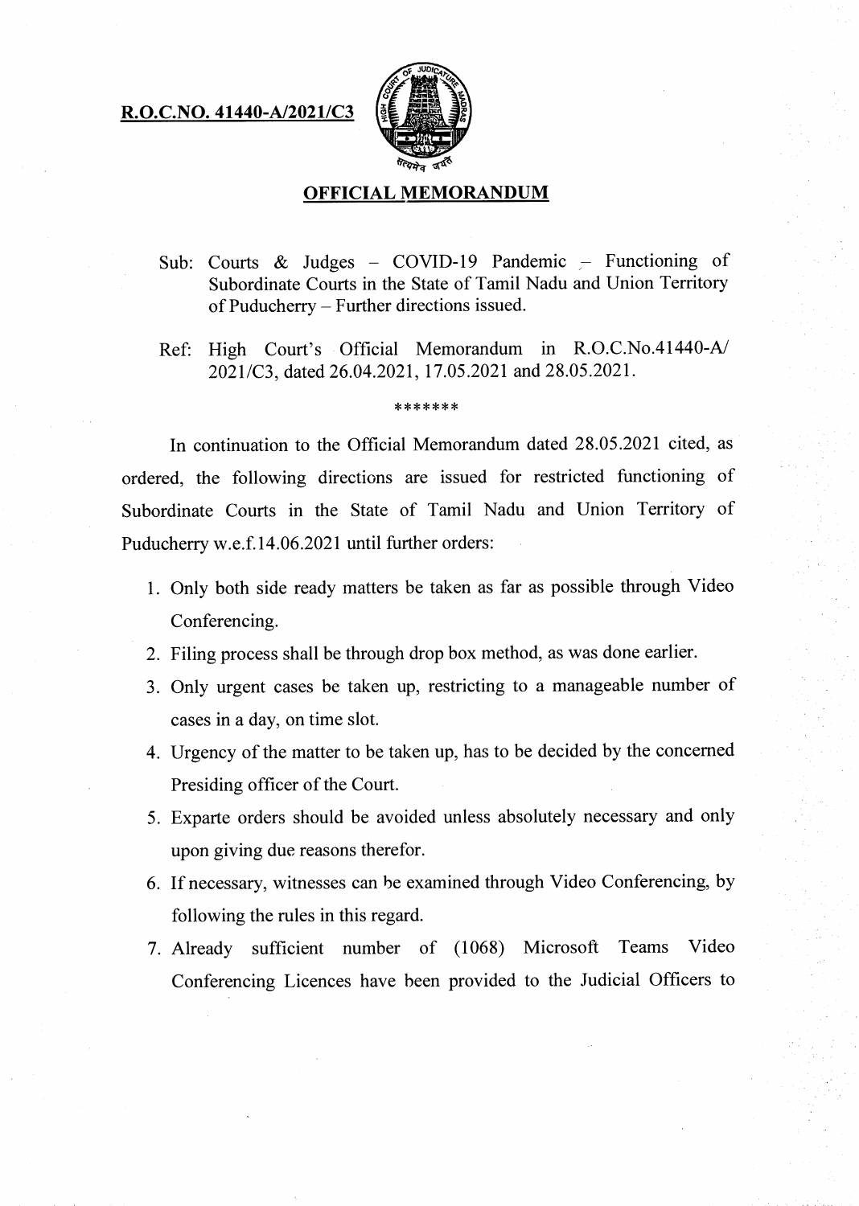**R.O.C.NO. 41440-A/2021/C3**

## OFFICIAL MEMORANDUM

Sub: Courts & Judges – COVID-19 Pandemic – Functioning of Subordinate Courts in the State of Tamil Nadu and Union Territory of Puducherry – Further directions issued.

Ref: High Court's Official Memorandum in R.O.C.No.41440-A/2021/C3, dated 26.04.2021, 17.05.2021 and 28.05.2021.

*******

In continuation to the Official Memorandum dated 28.05.2021 cited, as ordered, the following directions are issued for restricted functioning of Subordinate Courts in the State of Tamil Nadu and Union Territory of Puducherry w.e.f.14.06.2021 until further orders:

1. Only both side ready matters be taken as far as possible through Video Conferencing.
2. Filing process shall be through drop box method, as was done earlier.
3. Only urgent cases be taken up, restricting to a manageable number of cases in a day, on time slot.
4. Urgency of the matter to be taken up, has to be decided by the concerned Presiding officer of the Court.
5. Exparte orders should be avoided unless absolutely necessary and only upon giving due reasons therefor.
6. If necessary, witnesses can be examined through Video Conferencing, by following the rules in this regard.
7. Already sufficient number of (1068) Microsoft Teams Video Conferencing Licences have been provided to the Judicial Officers to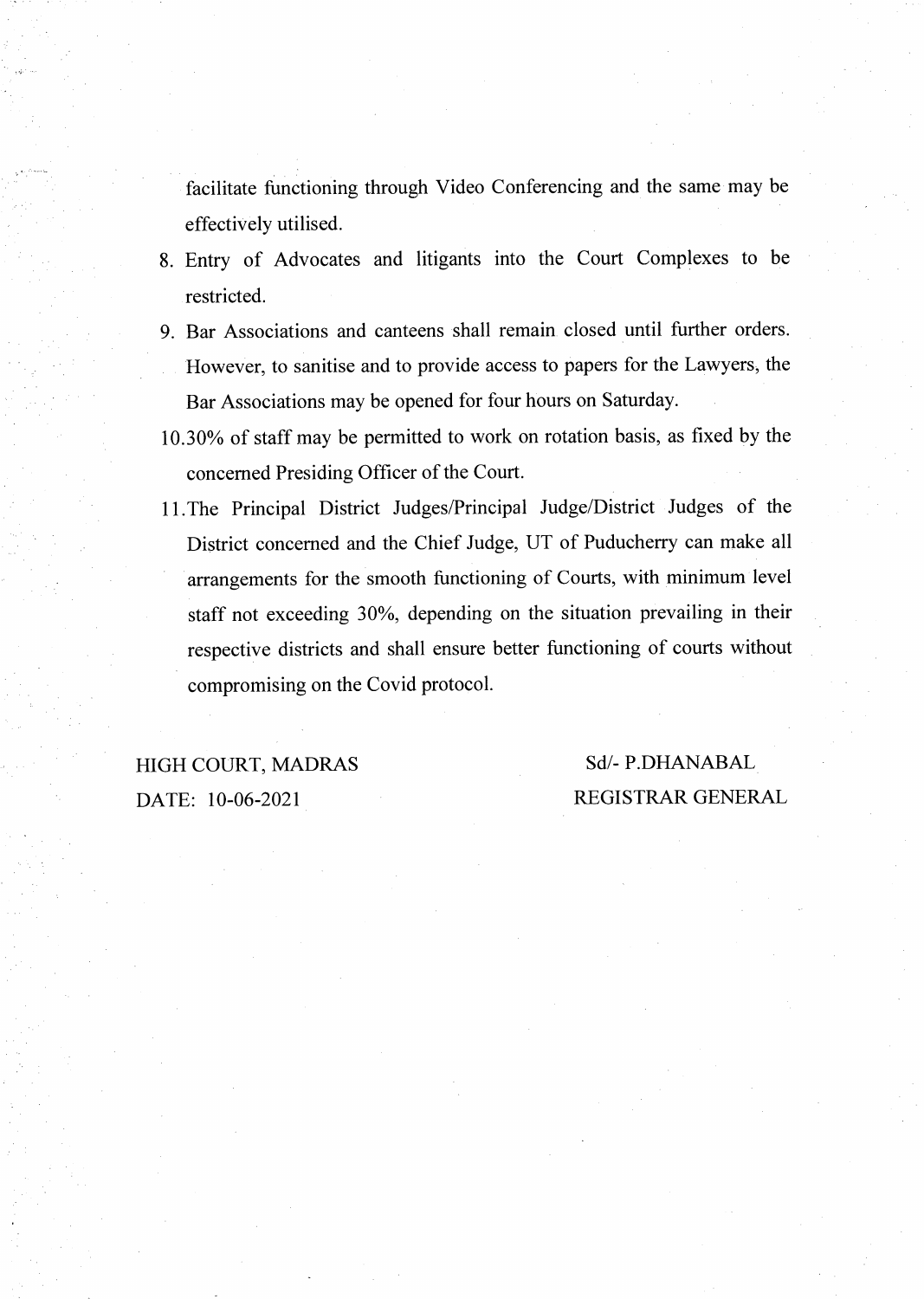facilitate functioning through Video Conferencing and the same may be effectively utilised.

8. Entry of Advocates and litigants into the Court Complexes to be restricted.
9. Bar Associations and canteens shall remain closed until further orders. However, to sanitise and to provide access to papers for the Lawyers, the Bar Associations may be opened for four hours on Saturday.
10. 30% of staff may be permitted to work on rotation basis, as fixed by the concerned Presiding Officer of the Court.
11. The Principal District Judges/Principal Judge/District Judges of the District concerned and the Chief Judge, UT of Puducherry can make all arrangements for the smooth functioning of Courts, with minimum level staff not exceeding 30%, depending on the situation prevailing in their respective districts and shall ensure better functioning of courts without compromising on the Covid protocol.

HIGH COURT, MADRAS
DATE: 10-06-2021

Sd/- P.DHANABAL
REGISTRAR GENERAL